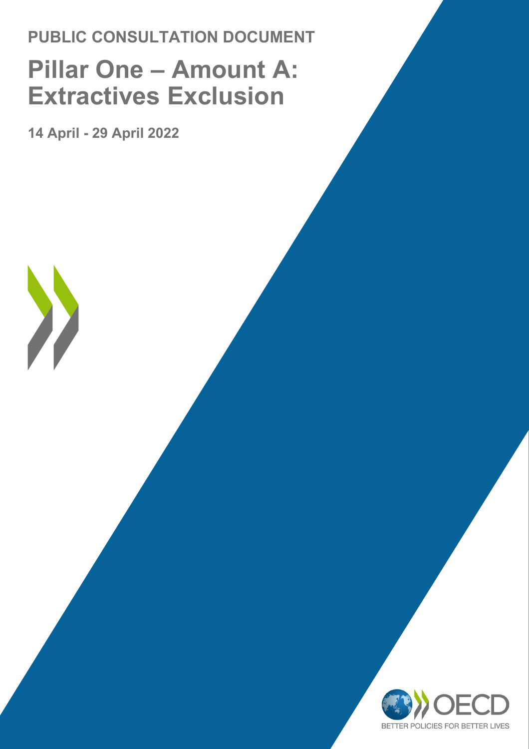**PUBLIC CONSULTATION DOCUMENT**

# Pillar One – Amount A: Extractives Exclusion

**14 April - 29 April 2022**

OECD

BETTER POLICIES FOR BETTER LIVES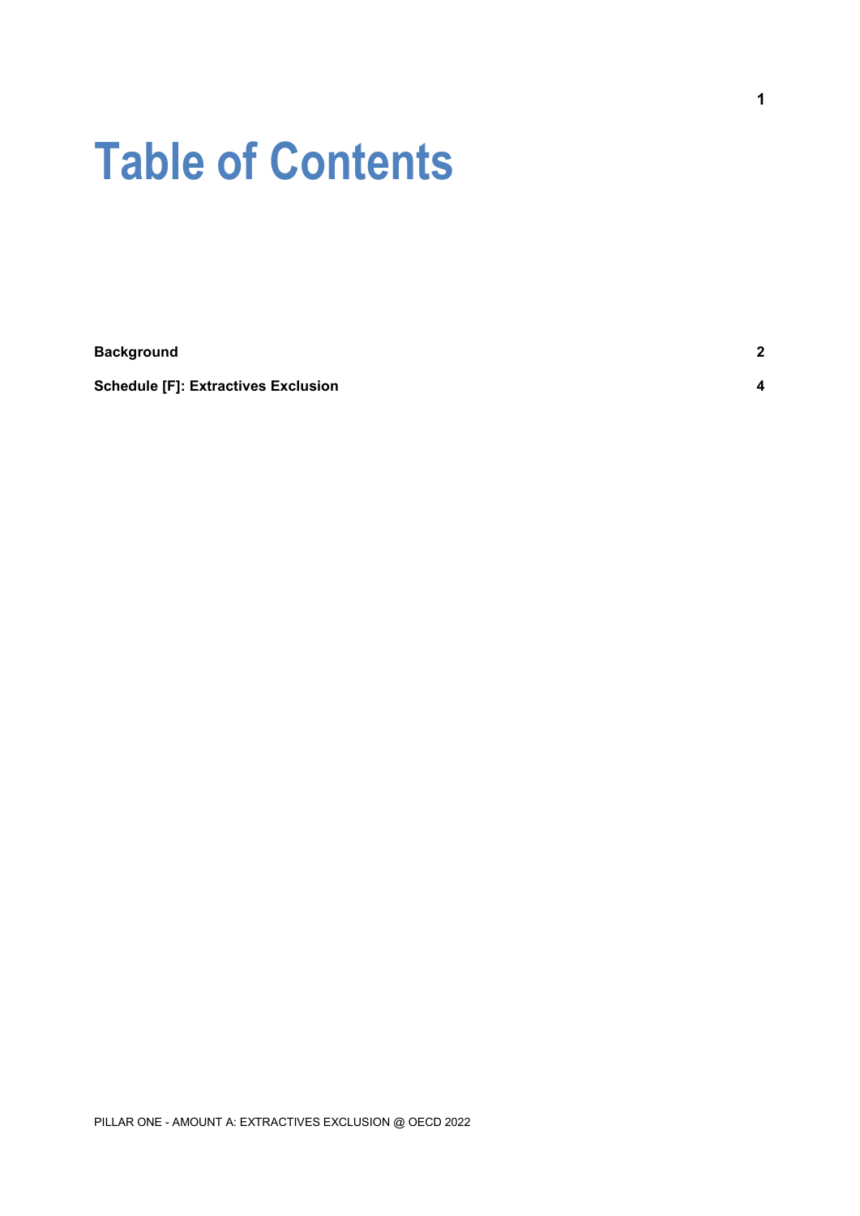# Table of Contents

| | |
|---|---|
| **Background** | **2** |
| **Schedule [F]: Extractives Exclusion** | **4** |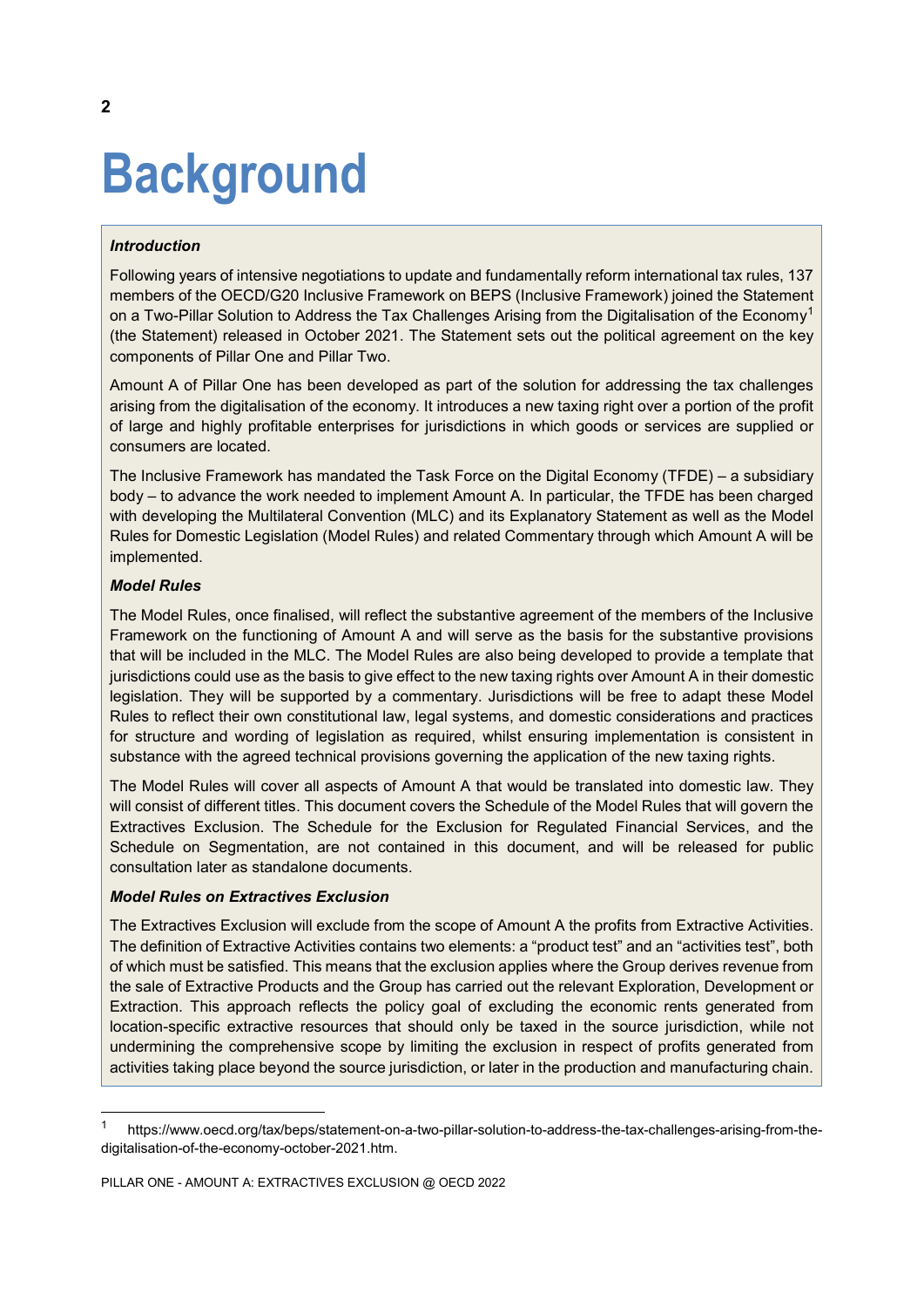# Background

***Introduction***

Following years of intensive negotiations to update and fundamentally reform international tax rules, 137 members of the OECD/G20 Inclusive Framework on BEPS (Inclusive Framework) joined the Statement on a Two-Pillar Solution to Address the Tax Challenges Arising from the Digitalisation of the Economy[1] (the Statement) released in October 2021. The Statement sets out the political agreement on the key components of Pillar One and Pillar Two.

Amount A of Pillar One has been developed as part of the solution for addressing the tax challenges arising from the digitalisation of the economy. It introduces a new taxing right over a portion of the profit of large and highly profitable enterprises for jurisdictions in which goods or services are supplied or consumers are located.

The Inclusive Framework has mandated the Task Force on the Digital Economy (TFDE) – a subsidiary body – to advance the work needed to implement Amount A. In particular, the TFDE has been charged with developing the Multilateral Convention (MLC) and its Explanatory Statement as well as the Model Rules for Domestic Legislation (Model Rules) and related Commentary through which Amount A will be implemented.

***Model Rules***

The Model Rules, once finalised, will reflect the substantive agreement of the members of the Inclusive Framework on the functioning of Amount A and will serve as the basis for the substantive provisions that will be included in the MLC. The Model Rules are also being developed to provide a template that jurisdictions could use as the basis to give effect to the new taxing rights over Amount A in their domestic legislation. They will be supported by a commentary. Jurisdictions will be free to adapt these Model Rules to reflect their own constitutional law, legal systems, and domestic considerations and practices for structure and wording of legislation as required, whilst ensuring implementation is consistent in substance with the agreed technical provisions governing the application of the new taxing rights.

The Model Rules will cover all aspects of Amount A that would be translated into domestic law. They will consist of different titles. This document covers the Schedule of the Model Rules that will govern the Extractives Exclusion. The Schedule for the Exclusion for Regulated Financial Services, and the Schedule on Segmentation, are not contained in this document, and will be released for public consultation later as standalone documents.

***Model Rules on Extractives Exclusion***

The Extractives Exclusion will exclude from the scope of Amount A the profits from Extractive Activities. The definition of Extractive Activities contains two elements: a "product test" and an "activities test", both of which must be satisfied. This means that the exclusion applies where the Group derives revenue from the sale of Extractive Products and the Group has carried out the relevant Exploration, Development or Extraction. This approach reflects the policy goal of excluding the economic rents generated from location-specific extractive resources that should only be taxed in the source jurisdiction, while not undermining the comprehensive scope by limiting the exclusion in respect of profits generated from activities taking place beyond the source jurisdiction, or later in the production and manufacturing chain.

[1] https://www.oecd.org/tax/beps/statement-on-a-two-pillar-solution-to-address-the-tax-challenges-arising-from-the-digitalisation-of-the-economy-october-2021.htm.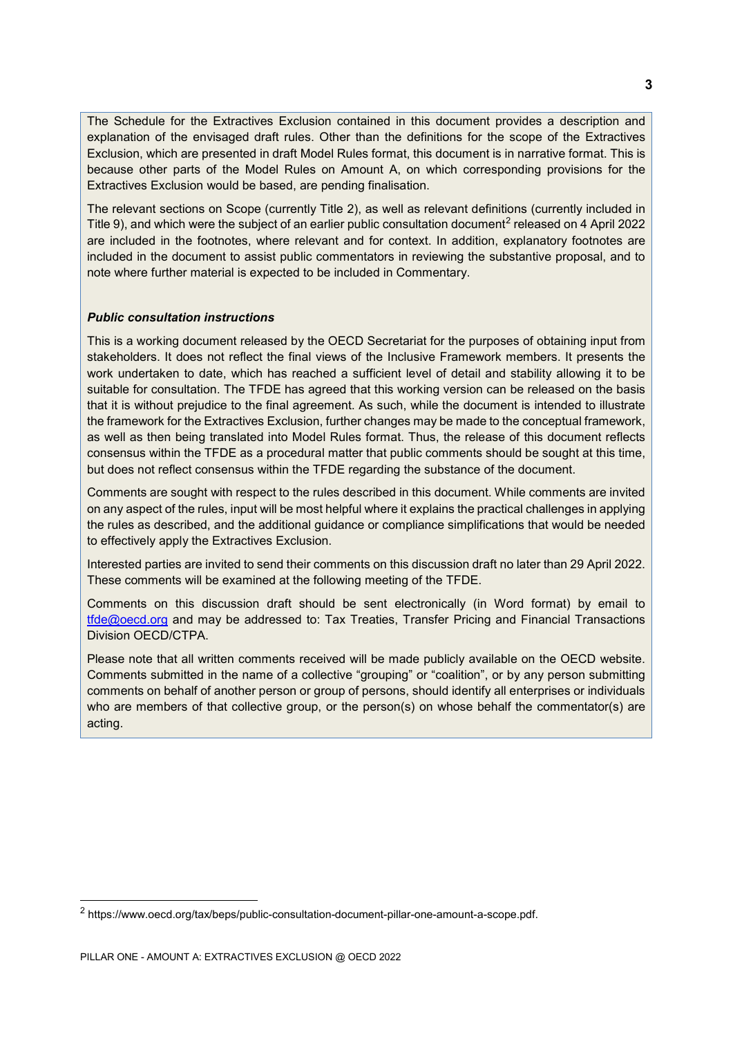The Schedule for the Extractives Exclusion contained in this document provides a description and explanation of the envisaged draft rules. Other than the definitions for the scope of the Extractives Exclusion, which are presented in draft Model Rules format, this document is in narrative format. This is because other parts of the Model Rules on Amount A, on which corresponding provisions for the Extractives Exclusion would be based, are pending finalisation.

The relevant sections on Scope (currently Title 2), as well as relevant definitions (currently included in Title 9), and which were the subject of an earlier public consultation document[2] released on 4 April 2022 are included in the footnotes, where relevant and for context. In addition, explanatory footnotes are included in the document to assist public commentators in reviewing the substantive proposal, and to note where further material is expected to be included in Commentary.

***Public consultation instructions***

This is a working document released by the OECD Secretariat for the purposes of obtaining input from stakeholders. It does not reflect the final views of the Inclusive Framework members. It presents the work undertaken to date, which has reached a sufficient level of detail and stability allowing it to be suitable for consultation. The TFDE has agreed that this working version can be released on the basis that it is without prejudice to the final agreement. As such, while the document is intended to illustrate the framework for the Extractives Exclusion, further changes may be made to the conceptual framework, as well as then being translated into Model Rules format. Thus, the release of this document reflects consensus within the TFDE as a procedural matter that public comments should be sought at this time, but does not reflect consensus within the TFDE regarding the substance of the document.

Comments are sought with respect to the rules described in this document. While comments are invited on any aspect of the rules, input will be most helpful where it explains the practical challenges in applying the rules as described, and the additional guidance or compliance simplifications that would be needed to effectively apply the Extractives Exclusion.

Interested parties are invited to send their comments on this discussion draft no later than 29 April 2022. These comments will be examined at the following meeting of the TFDE.

Comments on this discussion draft should be sent electronically (in Word format) by email to tfde@oecd.org and may be addressed to: Tax Treaties, Transfer Pricing and Financial Transactions Division OECD/CTPA.

Please note that all written comments received will be made publicly available on the OECD website. Comments submitted in the name of a collective "grouping" or "coalition", or by any person submitting comments on behalf of another person or group of persons, should identify all enterprises or individuals who are members of that collective group, or the person(s) on whose behalf the commentator(s) are acting.

[2] https://www.oecd.org/tax/beps/public-consultation-document-pillar-one-amount-a-scope.pdf.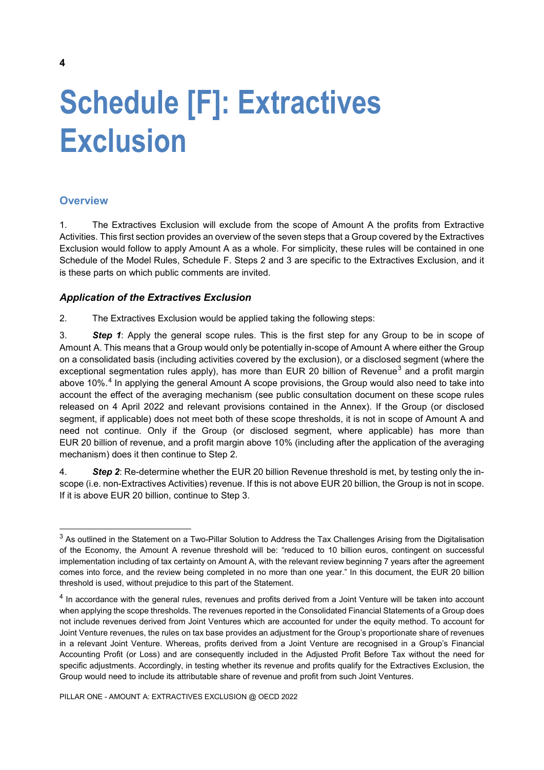# Schedule [F]: Extractives Exclusion

## Overview

1. The Extractives Exclusion will exclude from the scope of Amount A the profits from Extractive Activities. This first section provides an overview of the seven steps that a Group covered by the Extractives Exclusion would follow to apply Amount A as a whole. For simplicity, these rules will be contained in one Schedule of the Model Rules, Schedule F. Steps 2 and 3 are specific to the Extractives Exclusion, and it is these parts on which public comments are invited.

### *Application of the Extractives Exclusion*

2. The Extractives Exclusion would be applied taking the following steps:

3. ***Step 1***: Apply the general scope rules. This is the first step for any Group to be in scope of Amount A. This means that a Group would only be potentially in-scope of Amount A where either the Group on a consolidated basis (including activities covered by the exclusion), or a disclosed segment (where the exceptional segmentation rules apply), has more than EUR 20 billion of Revenue[3] and a profit margin above 10%.[4] In applying the general Amount A scope provisions, the Group would also need to take into account the effect of the averaging mechanism (see public consultation document on these scope rules released on 4 April 2022 and relevant provisions contained in the Annex). If the Group (or disclosed segment, if applicable) does not meet both of these scope thresholds, it is not in scope of Amount A and need not continue. Only if the Group (or disclosed segment, where applicable) has more than EUR 20 billion of revenue, and a profit margin above 10% (including after the application of the averaging mechanism) does it then continue to Step 2.

4. ***Step 2***: Re-determine whether the EUR 20 billion Revenue threshold is met, by testing only the in-scope (i.e. non-Extractives Activities) revenue. If this is not above EUR 20 billion, the Group is not in scope. If it is above EUR 20 billion, continue to Step 3.

---

[3] As outlined in the Statement on a Two-Pillar Solution to Address the Tax Challenges Arising from the Digitalisation of the Economy, the Amount A revenue threshold will be: "reduced to 10 billion euros, contingent on successful implementation including of tax certainty on Amount A, with the relevant review beginning 7 years after the agreement comes into force, and the review being completed in no more than one year." In this document, the EUR 20 billion threshold is used, without prejudice to this part of the Statement.

[4] In accordance with the general rules, revenues and profits derived from a Joint Venture will be taken into account when applying the scope thresholds. The revenues reported in the Consolidated Financial Statements of a Group does not include revenues derived from Joint Ventures which are accounted for under the equity method. To account for Joint Venture revenues, the rules on tax base provides an adjustment for the Group's proportionate share of revenues in a relevant Joint Venture. Whereas, profits derived from a Joint Venture are recognised in a Group's Financial Accounting Profit (or Loss) and are consequently included in the Adjusted Profit Before Tax without the need for specific adjustments. Accordingly, in testing whether its revenue and profits qualify for the Extractives Exclusion, the Group would need to include its attributable share of revenue and profit from such Joint Ventures.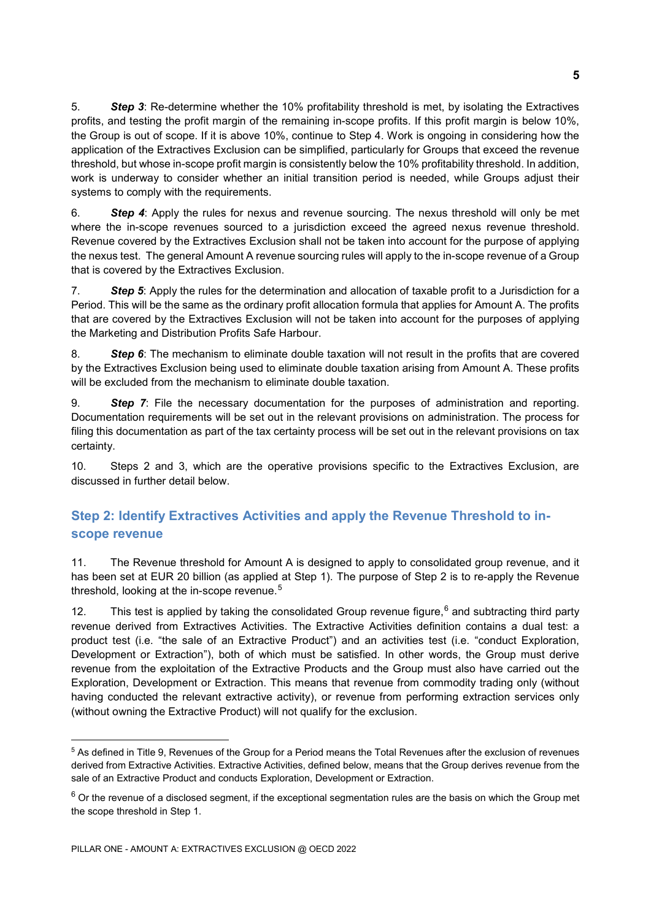5. ***Step 3***: Re-determine whether the 10% profitability threshold is met, by isolating the Extractives profits, and testing the profit margin of the remaining in-scope profits. If this profit margin is below 10%, the Group is out of scope. If it is above 10%, continue to Step 4. Work is ongoing in considering how the application of the Extractives Exclusion can be simplified, particularly for Groups that exceed the revenue threshold, but whose in-scope profit margin is consistently below the 10% profitability threshold. In addition, work is underway to consider whether an initial transition period is needed, while Groups adjust their systems to comply with the requirements.

6. ***Step 4***: Apply the rules for nexus and revenue sourcing. The nexus threshold will only be met where the in-scope revenues sourced to a jurisdiction exceed the agreed nexus revenue threshold. Revenue covered by the Extractives Exclusion shall not be taken into account for the purpose of applying the nexus test. The general Amount A revenue sourcing rules will apply to the in-scope revenue of a Group that is covered by the Extractives Exclusion.

7. ***Step 5***: Apply the rules for the determination and allocation of taxable profit to a Jurisdiction for a Period. This will be the same as the ordinary profit allocation formula that applies for Amount A. The profits that are covered by the Extractives Exclusion will not be taken into account for the purposes of applying the Marketing and Distribution Profits Safe Harbour.

8. ***Step 6***: The mechanism to eliminate double taxation will not result in the profits that are covered by the Extractives Exclusion being used to eliminate double taxation arising from Amount A. These profits will be excluded from the mechanism to eliminate double taxation.

9. ***Step 7***: File the necessary documentation for the purposes of administration and reporting. Documentation requirements will be set out in the relevant provisions on administration. The process for filing this documentation as part of the tax certainty process will be set out in the relevant provisions on tax certainty.

10. Steps 2 and 3, which are the operative provisions specific to the Extractives Exclusion, are discussed in further detail below.

## Step 2: Identify Extractives Activities and apply the Revenue Threshold to in-scope revenue

11. The Revenue threshold for Amount A is designed to apply to consolidated group revenue, and it has been set at EUR 20 billion (as applied at Step 1). The purpose of Step 2 is to re-apply the Revenue threshold, looking at the in-scope revenue.[5]

12. This test is applied by taking the consolidated Group revenue figure,[6] and subtracting third party revenue derived from Extractives Activities. The Extractive Activities definition contains a dual test: a product test (i.e. "the sale of an Extractive Product") and an activities test (i.e. "conduct Exploration, Development or Extraction"), both of which must be satisfied. In other words, the Group must derive revenue from the exploitation of the Extractive Products and the Group must also have carried out the Exploration, Development or Extraction. This means that revenue from commodity trading only (without having conducted the relevant extractive activity), or revenue from performing extraction services only (without owning the Extractive Product) will not qualify for the exclusion.

---

[5] As defined in Title 9, Revenues of the Group for a Period means the Total Revenues after the exclusion of revenues derived from Extractive Activities. Extractive Activities, defined below, means that the Group derives revenue from the sale of an Extractive Product and conducts Exploration, Development or Extraction.

[6] Or the revenue of a disclosed segment, if the exceptional segmentation rules are the basis on which the Group met the scope threshold in Step 1.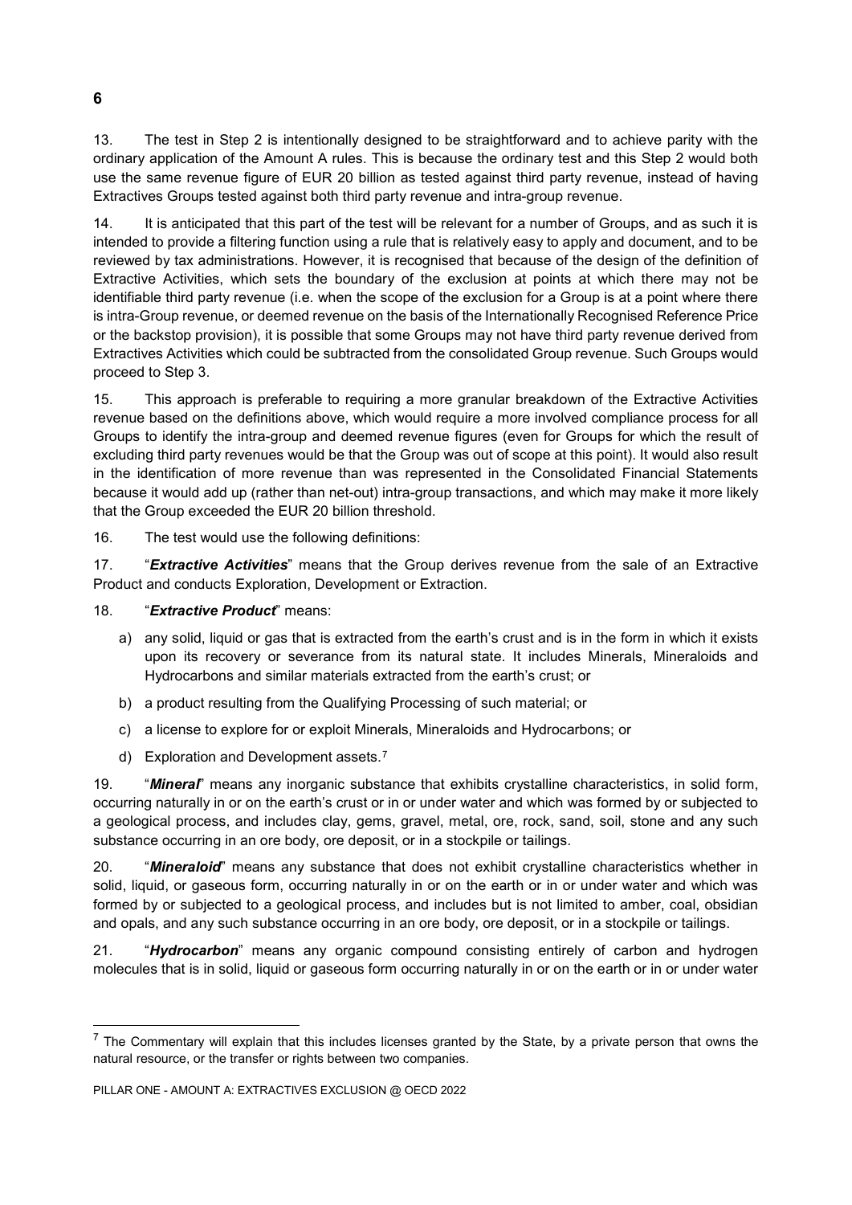13. The test in Step 2 is intentionally designed to be straightforward and to achieve parity with the ordinary application of the Amount A rules. This is because the ordinary test and this Step 2 would both use the same revenue figure of EUR 20 billion as tested against third party revenue, instead of having Extractives Groups tested against both third party revenue and intra-group revenue.

14. It is anticipated that this part of the test will be relevant for a number of Groups, and as such it is intended to provide a filtering function using a rule that is relatively easy to apply and document, and to be reviewed by tax administrations. However, it is recognised that because of the design of the definition of Extractive Activities, which sets the boundary of the exclusion at points at which there may not be identifiable third party revenue (i.e. when the scope of the exclusion for a Group is at a point where there is intra-Group revenue, or deemed revenue on the basis of the Internationally Recognised Reference Price or the backstop provision), it is possible that some Groups may not have third party revenue derived from Extractives Activities which could be subtracted from the consolidated Group revenue. Such Groups would proceed to Step 3.

15. This approach is preferable to requiring a more granular breakdown of the Extractive Activities revenue based on the definitions above, which would require a more involved compliance process for all Groups to identify the intra-group and deemed revenue figures (even for Groups for which the result of excluding third party revenues would be that the Group was out of scope at this point). It would also result in the identification of more revenue than was represented in the Consolidated Financial Statements because it would add up (rather than net-out) intra-group transactions, and which may make it more likely that the Group exceeded the EUR 20 billion threshold.

16. The test would use the following definitions:

17. "***Extractive Activities***" means that the Group derives revenue from the sale of an Extractive Product and conducts Exploration, Development or Extraction.

18. "***Extractive Product***" means:

a) any solid, liquid or gas that is extracted from the earth's crust and is in the form in which it exists upon its recovery or severance from its natural state. It includes Minerals, Mineraloids and Hydrocarbons and similar materials extracted from the earth's crust; or

b) a product resulting from the Qualifying Processing of such material; or

c) a license to explore for or exploit Minerals, Mineraloids and Hydrocarbons; or

d) Exploration and Development assets.[7]

19. "***Mineral***" means any inorganic substance that exhibits crystalline characteristics, in solid form, occurring naturally in or on the earth's crust or in or under water and which was formed by or subjected to a geological process, and includes clay, gems, gravel, metal, ore, rock, sand, soil, stone and any such substance occurring in an ore body, ore deposit, or in a stockpile or tailings.

20. "***Mineraloid***" means any substance that does not exhibit crystalline characteristics whether in solid, liquid, or gaseous form, occurring naturally in or on the earth or in or under water and which was formed by or subjected to a geological process, and includes but is not limited to amber, coal, obsidian and opals, and any such substance occurring in an ore body, ore deposit, or in a stockpile or tailings.

21. "***Hydrocarbon***" means any organic compound consisting entirely of carbon and hydrogen molecules that is in solid, liquid or gaseous form occurring naturally in or on the earth or in or under water

[7] The Commentary will explain that this includes licenses granted by the State, by a private person that owns the natural resource, or the transfer or rights between two companies.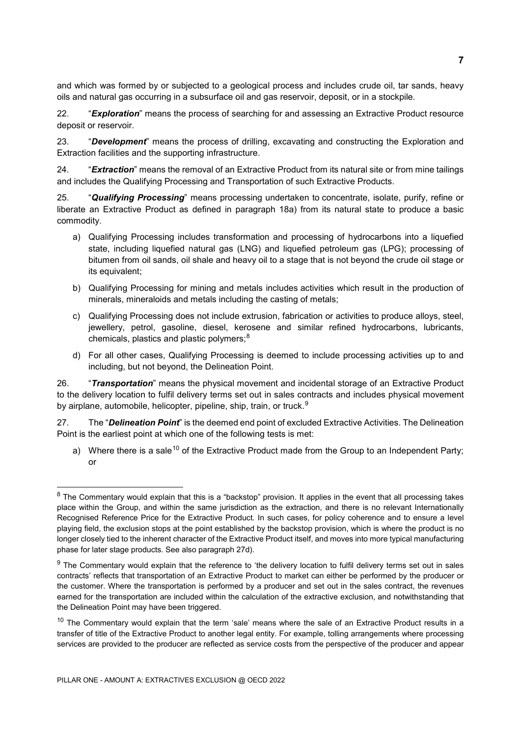and which was formed by or subjected to a geological process and includes crude oil, tar sands, heavy oils and natural gas occurring in a subsurface oil and gas reservoir, deposit, or in a stockpile.

22. "***Exploration***" means the process of searching for and assessing an Extractive Product resource deposit or reservoir.

23. "***Development***" means the process of drilling, excavating and constructing the Exploration and Extraction facilities and the supporting infrastructure.

24. "***Extraction***" means the removal of an Extractive Product from its natural site or from mine tailings and includes the Qualifying Processing and Transportation of such Extractive Products.

25. "***Qualifying Processing***" means processing undertaken to concentrate, isolate, purify, refine or liberate an Extractive Product as defined in paragraph 18a) from its natural state to produce a basic commodity.

a) Qualifying Processing includes transformation and processing of hydrocarbons into a liquefied state, including liquefied natural gas (LNG) and liquefied petroleum gas (LPG); processing of bitumen from oil sands, oil shale and heavy oil to a stage that is not beyond the crude oil stage or its equivalent;

b) Qualifying Processing for mining and metals includes activities which result in the production of minerals, mineraloids and metals including the casting of metals;

c) Qualifying Processing does not include extrusion, fabrication or activities to produce alloys, steel, jewellery, petrol, gasoline, diesel, kerosene and similar refined hydrocarbons, lubricants, chemicals, plastics and plastic polymers;[8]

d) For all other cases, Qualifying Processing is deemed to include processing activities up to and including, but not beyond, the Delineation Point.

26. "***Transportation***" means the physical movement and incidental storage of an Extractive Product to the delivery location to fulfil delivery terms set out in sales contracts and includes physical movement by airplane, automobile, helicopter, pipeline, ship, train, or truck.[9]

27. The "***Delineation Point***" is the deemed end point of excluded Extractive Activities. The Delineation Point is the earliest point at which one of the following tests is met:

a) Where there is a sale[10] of the Extractive Product made from the Group to an Independent Party; or

---

[8] The Commentary would explain that this is a "backstop" provision. It applies in the event that all processing takes place within the Group, and within the same jurisdiction as the extraction, and there is no relevant Internationally Recognised Reference Price for the Extractive Product. In such cases, for policy coherence and to ensure a level playing field, the exclusion stops at the point established by the backstop provision, which is where the product is no longer closely tied to the inherent character of the Extractive Product itself, and moves into more typical manufacturing phase for later stage products. See also paragraph 27d).

[9] The Commentary would explain that the reference to 'the delivery location to fulfil delivery terms set out in sales contracts' reflects that transportation of an Extractive Product to market can either be performed by the producer or the customer. Where the transportation is performed by a producer and set out in the sales contract, the revenues earned for the transportation are included within the calculation of the extractive exclusion, and notwithstanding that the Delineation Point may have been triggered.

[10] The Commentary would explain that the term 'sale' means where the sale of an Extractive Product results in a transfer of title of the Extractive Product to another legal entity. For example, tolling arrangements where processing services are provided to the producer are reflected as service costs from the perspective of the producer and appear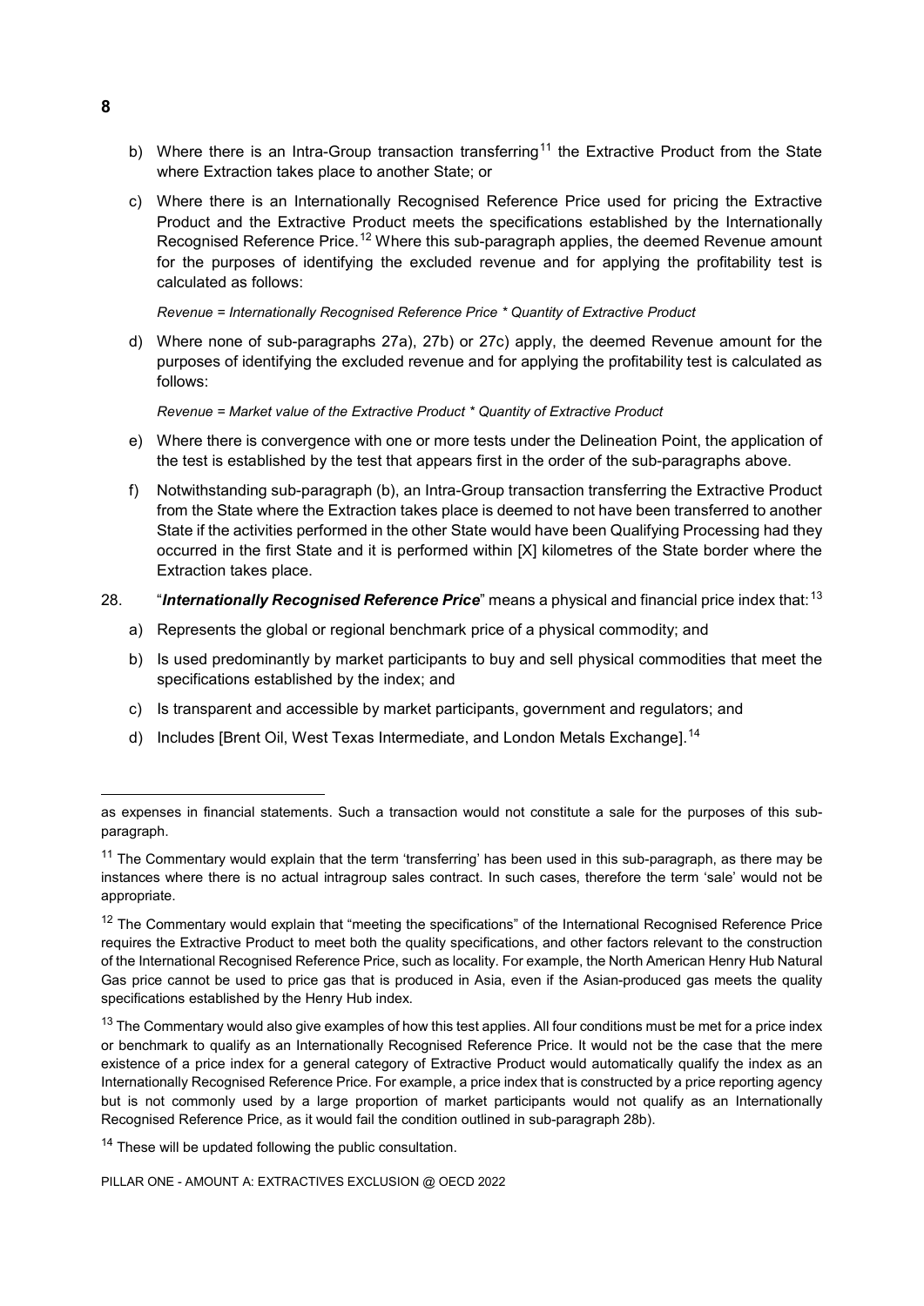b) Where there is an Intra-Group transaction transferring[11] the Extractive Product from the State where Extraction takes place to another State; or

c) Where there is an Internationally Recognised Reference Price used for pricing the Extractive Product and the Extractive Product meets the specifications established by the Internationally Recognised Reference Price.[12] Where this sub-paragraph applies, the deemed Revenue amount for the purposes of identifying the excluded revenue and for applying the profitability test is calculated as follows:

*Revenue = Internationally Recognised Reference Price * Quantity of Extractive Product*

d) Where none of sub-paragraphs 27a), 27b) or 27c) apply, the deemed Revenue amount for the purposes of identifying the excluded revenue and for applying the profitability test is calculated as follows:

*Revenue = Market value of the Extractive Product * Quantity of Extractive Product*

e) Where there is convergence with one or more tests under the Delineation Point, the application of the test is established by the test that appears first in the order of the sub-paragraphs above.

f) Notwithstanding sub-paragraph (b), an Intra-Group transaction transferring the Extractive Product from the State where the Extraction takes place is deemed to not have been transferred to another State if the activities performed in the other State would have been Qualifying Processing had they occurred in the first State and it is performed within [X] kilometres of the State border where the Extraction takes place.

28. "***Internationally Recognised Reference Price***" means a physical and financial price index that:[13]

a) Represents the global or regional benchmark price of a physical commodity; and

b) Is used predominantly by market participants to buy and sell physical commodities that meet the specifications established by the index; and

c) Is transparent and accessible by market participants, government and regulators; and

d) Includes [Brent Oil, West Texas Intermediate, and London Metals Exchange].[14]

---

as expenses in financial statements. Such a transaction would not constitute a sale for the purposes of this sub-paragraph.

[11] The Commentary would explain that the term 'transferring' has been used in this sub-paragraph, as there may be instances where there is no actual intragroup sales contract. In such cases, therefore the term 'sale' would not be appropriate.

[12] The Commentary would explain that "meeting the specifications" of the International Recognised Reference Price requires the Extractive Product to meet both the quality specifications, and other factors relevant to the construction of the International Recognised Reference Price, such as locality. For example, the North American Henry Hub Natural Gas price cannot be used to price gas that is produced in Asia, even if the Asian-produced gas meets the quality specifications established by the Henry Hub index.

[13] The Commentary would also give examples of how this test applies. All four conditions must be met for a price index or benchmark to qualify as an Internationally Recognised Reference Price. It would not be the case that the mere existence of a price index for a general category of Extractive Product would automatically qualify the index as an Internationally Recognised Reference Price. For example, a price index that is constructed by a price reporting agency but is not commonly used by a large proportion of market participants would not qualify as an Internationally Recognised Reference Price, as it would fail the condition outlined in sub-paragraph 28b).

[14] These will be updated following the public consultation.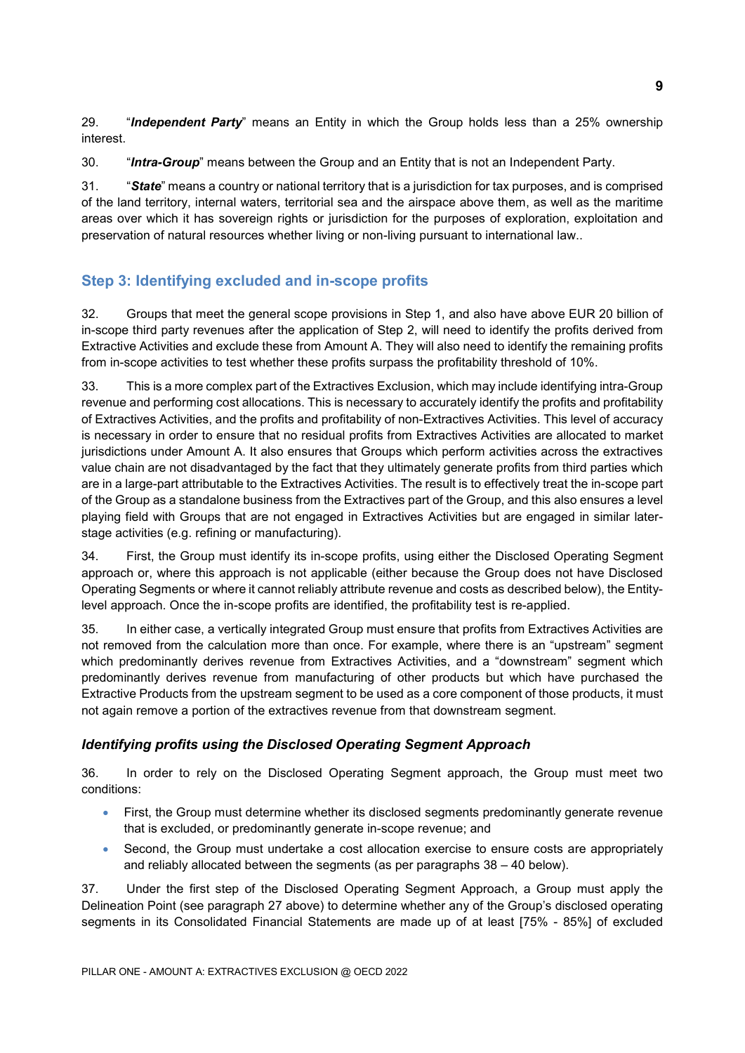29. "***Independent Party***" means an Entity in which the Group holds less than a 25% ownership interest.

30. "***Intra-Group***" means between the Group and an Entity that is not an Independent Party.

31. "***State***" means a country or national territory that is a jurisdiction for tax purposes, and is comprised of the land territory, internal waters, territorial sea and the airspace above them, as well as the maritime areas over which it has sovereign rights or jurisdiction for the purposes of exploration, exploitation and preservation of natural resources whether living or non-living pursuant to international law..

## Step 3: Identifying excluded and in-scope profits

32. Groups that meet the general scope provisions in Step 1, and also have above EUR 20 billion of in-scope third party revenues after the application of Step 2, will need to identify the profits derived from Extractive Activities and exclude these from Amount A. They will also need to identify the remaining profits from in-scope activities to test whether these profits surpass the profitability threshold of 10%.

33. This is a more complex part of the Extractives Exclusion, which may include identifying intra-Group revenue and performing cost allocations. This is necessary to accurately identify the profits and profitability of Extractives Activities, and the profits and profitability of non-Extractives Activities. This level of accuracy is necessary in order to ensure that no residual profits from Extractives Activities are allocated to market jurisdictions under Amount A. It also ensures that Groups which perform activities across the extractives value chain are not disadvantaged by the fact that they ultimately generate profits from third parties which are in a large-part attributable to the Extractives Activities. The result is to effectively treat the in-scope part of the Group as a standalone business from the Extractives part of the Group, and this also ensures a level playing field with Groups that are not engaged in Extractives Activities but are engaged in similar later-stage activities (e.g. refining or manufacturing).

34. First, the Group must identify its in-scope profits, using either the Disclosed Operating Segment approach or, where this approach is not applicable (either because the Group does not have Disclosed Operating Segments or where it cannot reliably attribute revenue and costs as described below), the Entity-level approach. Once the in-scope profits are identified, the profitability test is re-applied.

35. In either case, a vertically integrated Group must ensure that profits from Extractives Activities are not removed from the calculation more than once. For example, where there is an "upstream" segment which predominantly derives revenue from Extractives Activities, and a "downstream" segment which predominantly derives revenue from manufacturing of other products but which have purchased the Extractive Products from the upstream segment to be used as a core component of those products, it must not again remove a portion of the extractives revenue from that downstream segment.

### *Identifying profits using the Disclosed Operating Segment Approach*

36. In order to rely on the Disclosed Operating Segment approach, the Group must meet two conditions:

- First, the Group must determine whether its disclosed segments predominantly generate revenue that is excluded, or predominantly generate in-scope revenue; and
- Second, the Group must undertake a cost allocation exercise to ensure costs are appropriately and reliably allocated between the segments (as per paragraphs 38 – 40 below).

37. Under the first step of the Disclosed Operating Segment Approach, a Group must apply the Delineation Point (see paragraph 27 above) to determine whether any of the Group's disclosed operating segments in its Consolidated Financial Statements are made up of at least [75% - 85%] of excluded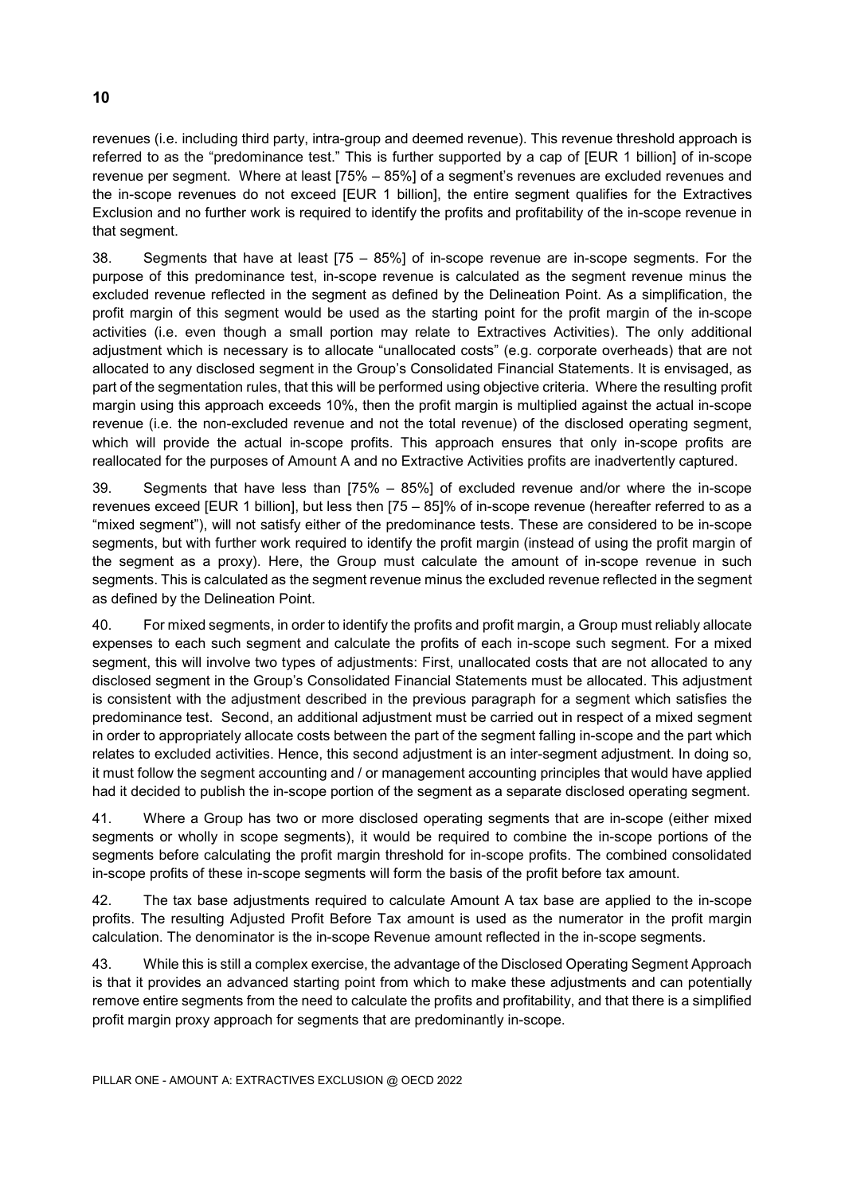revenues (i.e. including third party, intra-group and deemed revenue). This revenue threshold approach is referred to as the "predominance test." This is further supported by a cap of [EUR 1 billion] of in-scope revenue per segment. Where at least [75% – 85%] of a segment's revenues are excluded revenues and the in-scope revenues do not exceed [EUR 1 billion], the entire segment qualifies for the Extractives Exclusion and no further work is required to identify the profits and profitability of the in-scope revenue in that segment.

38. Segments that have at least [75 – 85%] of in-scope revenue are in-scope segments. For the purpose of this predominance test, in-scope revenue is calculated as the segment revenue minus the excluded revenue reflected in the segment as defined by the Delineation Point. As a simplification, the profit margin of this segment would be used as the starting point for the profit margin of the in-scope activities (i.e. even though a small portion may relate to Extractives Activities). The only additional adjustment which is necessary is to allocate "unallocated costs" (e.g. corporate overheads) that are not allocated to any disclosed segment in the Group's Consolidated Financial Statements. It is envisaged, as part of the segmentation rules, that this will be performed using objective criteria. Where the resulting profit margin using this approach exceeds 10%, then the profit margin is multiplied against the actual in-scope revenue (i.e. the non-excluded revenue and not the total revenue) of the disclosed operating segment, which will provide the actual in-scope profits. This approach ensures that only in-scope profits are reallocated for the purposes of Amount A and no Extractive Activities profits are inadvertently captured.

39. Segments that have less than [75% – 85%] of excluded revenue and/or where the in-scope revenues exceed [EUR 1 billion], but less then [75 – 85]% of in-scope revenue (hereafter referred to as a "mixed segment"), will not satisfy either of the predominance tests. These are considered to be in-scope segments, but with further work required to identify the profit margin (instead of using the profit margin of the segment as a proxy). Here, the Group must calculate the amount of in-scope revenue in such segments. This is calculated as the segment revenue minus the excluded revenue reflected in the segment as defined by the Delineation Point.

40. For mixed segments, in order to identify the profits and profit margin, a Group must reliably allocate expenses to each such segment and calculate the profits of each in-scope such segment. For a mixed segment, this will involve two types of adjustments: First, unallocated costs that are not allocated to any disclosed segment in the Group's Consolidated Financial Statements must be allocated. This adjustment is consistent with the adjustment described in the previous paragraph for a segment which satisfies the predominance test. Second, an additional adjustment must be carried out in respect of a mixed segment in order to appropriately allocate costs between the part of the segment falling in-scope and the part which relates to excluded activities. Hence, this second adjustment is an inter-segment adjustment. In doing so, it must follow the segment accounting and / or management accounting principles that would have applied had it decided to publish the in-scope portion of the segment as a separate disclosed operating segment.

41. Where a Group has two or more disclosed operating segments that are in-scope (either mixed segments or wholly in scope segments), it would be required to combine the in-scope portions of the segments before calculating the profit margin threshold for in-scope profits. The combined consolidated in-scope profits of these in-scope segments will form the basis of the profit before tax amount.

42. The tax base adjustments required to calculate Amount A tax base are applied to the in-scope profits. The resulting Adjusted Profit Before Tax amount is used as the numerator in the profit margin calculation. The denominator is the in-scope Revenue amount reflected in the in-scope segments.

43. While this is still a complex exercise, the advantage of the Disclosed Operating Segment Approach is that it provides an advanced starting point from which to make these adjustments and can potentially remove entire segments from the need to calculate the profits and profitability, and that there is a simplified profit margin proxy approach for segments that are predominantly in-scope.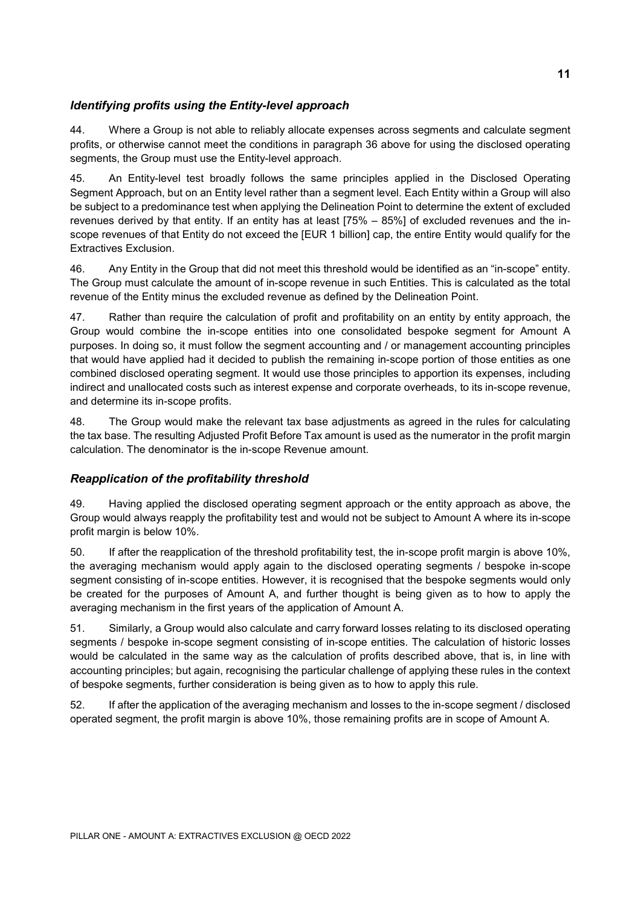### *Identifying profits using the Entity-level approach*

44. Where a Group is not able to reliably allocate expenses across segments and calculate segment profits, or otherwise cannot meet the conditions in paragraph 36 above for using the disclosed operating segments, the Group must use the Entity-level approach.

45. An Entity-level test broadly follows the same principles applied in the Disclosed Operating Segment Approach, but on an Entity level rather than a segment level. Each Entity within a Group will also be subject to a predominance test when applying the Delineation Point to determine the extent of excluded revenues derived by that entity. If an entity has at least [75% – 85%] of excluded revenues and the in-scope revenues of that Entity do not exceed the [EUR 1 billion] cap, the entire Entity would qualify for the Extractives Exclusion.

46. Any Entity in the Group that did not meet this threshold would be identified as an "in-scope" entity. The Group must calculate the amount of in-scope revenue in such Entities. This is calculated as the total revenue of the Entity minus the excluded revenue as defined by the Delineation Point.

47. Rather than require the calculation of profit and profitability on an entity by entity approach, the Group would combine the in-scope entities into one consolidated bespoke segment for Amount A purposes. In doing so, it must follow the segment accounting and / or management accounting principles that would have applied had it decided to publish the remaining in-scope portion of those entities as one combined disclosed operating segment. It would use those principles to apportion its expenses, including indirect and unallocated costs such as interest expense and corporate overheads, to its in-scope revenue, and determine its in-scope profits.

48. The Group would make the relevant tax base adjustments as agreed in the rules for calculating the tax base. The resulting Adjusted Profit Before Tax amount is used as the numerator in the profit margin calculation. The denominator is the in-scope Revenue amount.

### *Reapplication of the profitability threshold*

49. Having applied the disclosed operating segment approach or the entity approach as above, the Group would always reapply the profitability test and would not be subject to Amount A where its in-scope profit margin is below 10%.

50. If after the reapplication of the threshold profitability test, the in-scope profit margin is above 10%, the averaging mechanism would apply again to the disclosed operating segments / bespoke in-scope segment consisting of in-scope entities. However, it is recognised that the bespoke segments would only be created for the purposes of Amount A, and further thought is being given as to how to apply the averaging mechanism in the first years of the application of Amount A.

51. Similarly, a Group would also calculate and carry forward losses relating to its disclosed operating segments / bespoke in-scope segment consisting of in-scope entities. The calculation of historic losses would be calculated in the same way as the calculation of profits described above, that is, in line with accounting principles; but again, recognising the particular challenge of applying these rules in the context of bespoke segments, further consideration is being given as to how to apply this rule.

52. If after the application of the averaging mechanism and losses to the in-scope segment / disclosed operated segment, the profit margin is above 10%, those remaining profits are in scope of Amount A.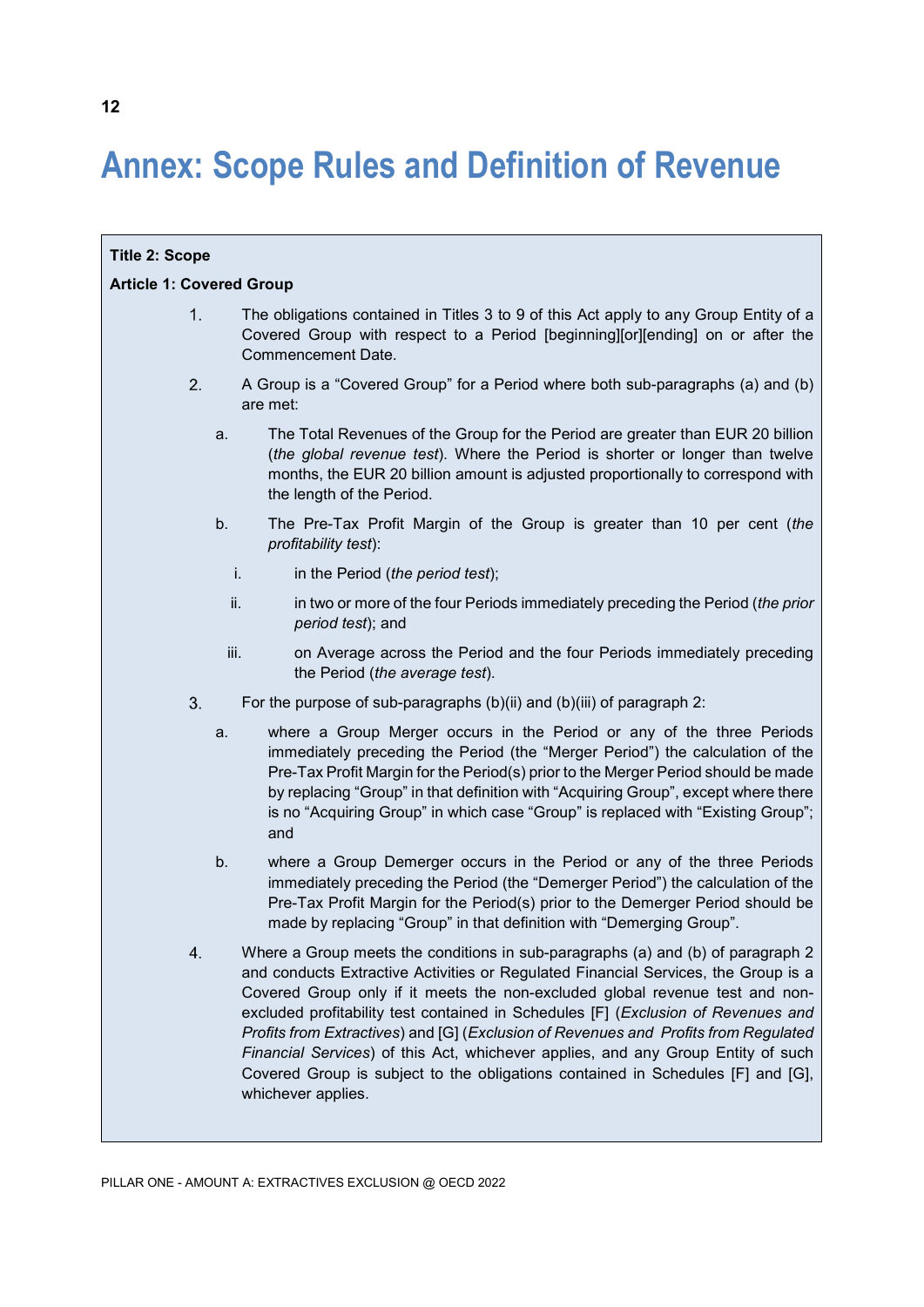# Annex: Scope Rules and Definition of Revenue

**Title 2: Scope**

**Article 1: Covered Group**

1. The obligations contained in Titles 3 to 9 of this Act apply to any Group Entity of a Covered Group with respect to a Period [beginning][or][ending] on or after the Commencement Date.

2. A Group is a "Covered Group" for a Period where both sub-paragraphs (a) and (b) are met:

   a. The Total Revenues of the Group for the Period are greater than EUR 20 billion (*the global revenue test*). Where the Period is shorter or longer than twelve months, the EUR 20 billion amount is adjusted proportionally to correspond with the length of the Period.

   b. The Pre-Tax Profit Margin of the Group is greater than 10 per cent (*the profitability test*):

      i. in the Period (*the period test*);

      ii. in two or more of the four Periods immediately preceding the Period (*the prior period test*); and

      iii. on Average across the Period and the four Periods immediately preceding the Period (*the average test*).

3. For the purpose of sub-paragraphs (b)(ii) and (b)(iii) of paragraph 2:

   a. where a Group Merger occurs in the Period or any of the three Periods immediately preceding the Period (the "Merger Period") the calculation of the Pre-Tax Profit Margin for the Period(s) prior to the Merger Period should be made by replacing "Group" in that definition with "Acquiring Group", except where there is no "Acquiring Group" in which case "Group" is replaced with "Existing Group"; and

   b. where a Group Demerger occurs in the Period or any of the three Periods immediately preceding the Period (the "Demerger Period") the calculation of the Pre-Tax Profit Margin for the Period(s) prior to the Demerger Period should be made by replacing "Group" in that definition with "Demerging Group".

4. Where a Group meets the conditions in sub-paragraphs (a) and (b) of paragraph 2 and conducts Extractive Activities or Regulated Financial Services, the Group is a Covered Group only if it meets the non-excluded global revenue test and non-excluded profitability test contained in Schedules [F] (*Exclusion of Revenues and Profits from Extractives*) and [G] (*Exclusion of Revenues and Profits from Regulated Financial Services*) of this Act, whichever applies, and any Group Entity of such Covered Group is subject to the obligations contained in Schedules [F] and [G], whichever applies.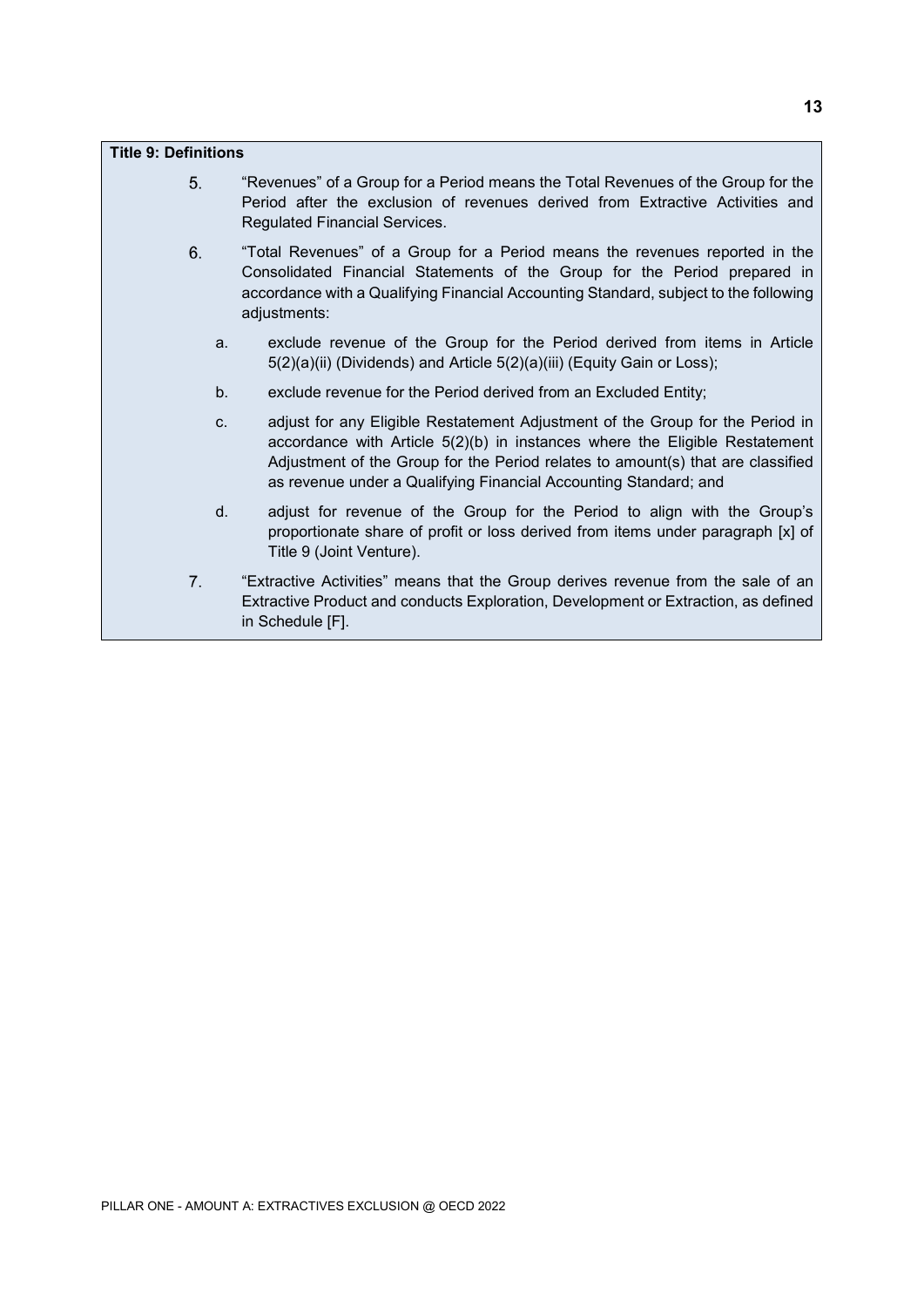**Title 9: Definitions**

5. "Revenues" of a Group for a Period means the Total Revenues of the Group for the Period after the exclusion of revenues derived from Extractive Activities and Regulated Financial Services.

6. "Total Revenues" of a Group for a Period means the revenues reported in the Consolidated Financial Statements of the Group for the Period prepared in accordance with a Qualifying Financial Accounting Standard, subject to the following adjustments:

   a. exclude revenue of the Group for the Period derived from items in Article 5(2)(a)(ii) (Dividends) and Article 5(2)(a)(iii) (Equity Gain or Loss);

   b. exclude revenue for the Period derived from an Excluded Entity;

   c. adjust for any Eligible Restatement Adjustment of the Group for the Period in accordance with Article 5(2)(b) in instances where the Eligible Restatement Adjustment of the Group for the Period relates to amount(s) that are classified as revenue under a Qualifying Financial Accounting Standard; and

   d. adjust for revenue of the Group for the Period to align with the Group's proportionate share of profit or loss derived from items under paragraph [x] of Title 9 (Joint Venture).

7. "Extractive Activities" means that the Group derives revenue from the sale of an Extractive Product and conducts Exploration, Development or Extraction, as defined in Schedule [F].